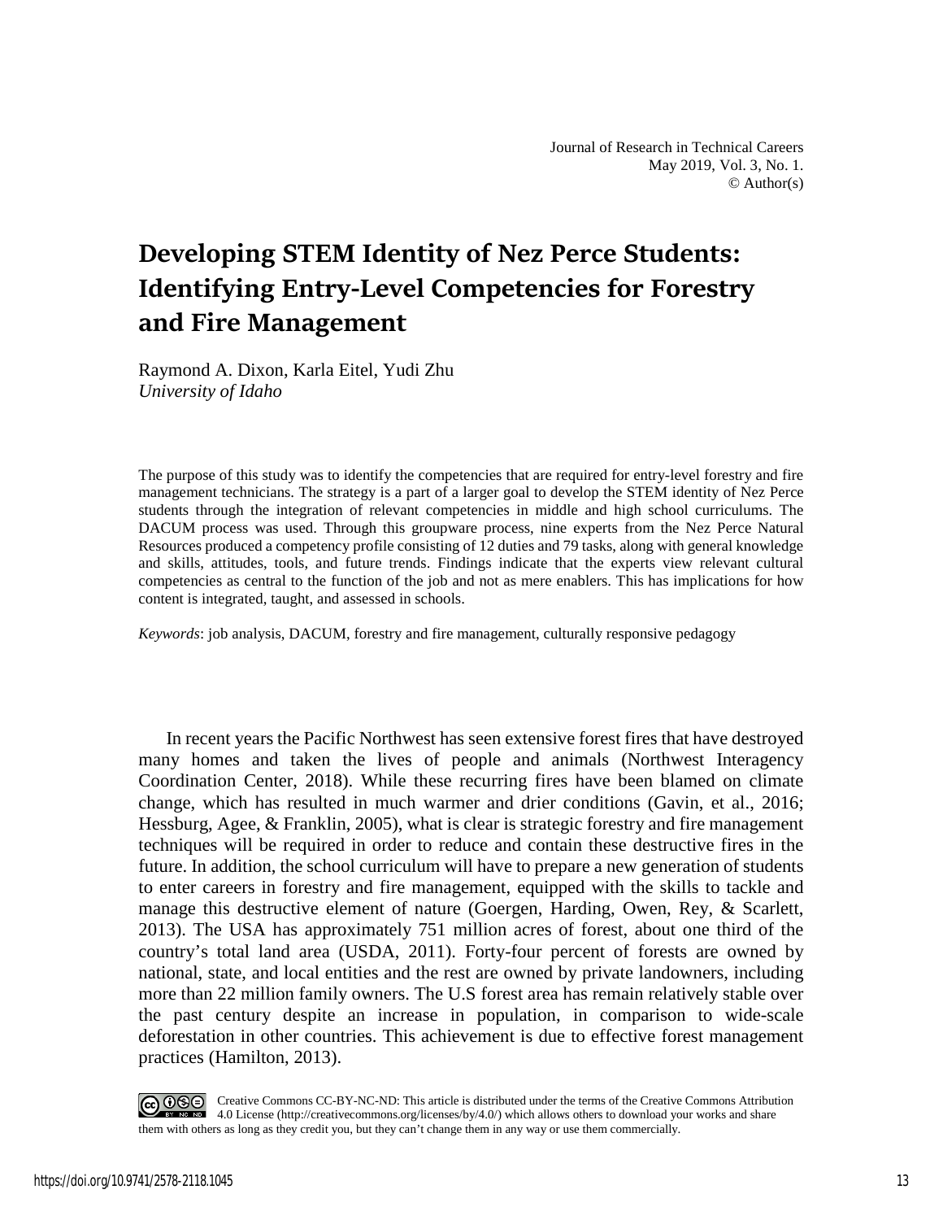# Developing STEM Identity of Nez Perce Students: Identifying Entry-Level Competencies for Forestry and Fire Management

Raymond A. Dixon, Karla Eitel, Yudi Zhu
*University of Idaho*

The purpose of this study was to identify the competencies that are required for entry-level forestry and fire management technicians. The strategy is a part of a larger goal to develop the STEM identity of Nez Perce students through the integration of relevant competencies in middle and high school curriculums. The DACUM process was used. Through this groupware process, nine experts from the Nez Perce Natural Resources produced a competency profile consisting of 12 duties and 79 tasks, along with general knowledge and skills, attitudes, tools, and future trends. Findings indicate that the experts view relevant cultural competencies as central to the function of the job and not as mere enablers. This has implications for how content is integrated, taught, and assessed in schools.

*Keywords*: job analysis, DACUM, forestry and fire management, culturally responsive pedagogy

In recent years the Pacific Northwest has seen extensive forest fires that have destroyed many homes and taken the lives of people and animals (Northwest Interagency Coordination Center, 2018). While these recurring fires have been blamed on climate change, which has resulted in much warmer and drier conditions (Gavin, et al., 2016; Hessburg, Agee, & Franklin, 2005), what is clear is strategic forestry and fire management techniques will be required in order to reduce and contain these destructive fires in the future. In addition, the school curriculum will have to prepare a new generation of students to enter careers in forestry and fire management, equipped with the skills to tackle and manage this destructive element of nature (Goergen, Harding, Owen, Rey, & Scarlett, 2013). The USA has approximately 751 million acres of forest, about one third of the country's total land area (USDA, 2011). Forty-four percent of forests are owned by national, state, and local entities and the rest are owned by private landowners, including more than 22 million family owners. The U.S forest area has remain relatively stable over the past century despite an increase in population, in comparison to wide-scale deforestation in other countries. This achievement is due to effective forest management practices (Hamilton, 2013).

Creative Commons CC-BY-NC-ND: This article is distributed under the terms of the Creative Commons Attribution 4.0 License (http://creativecommons.org/licenses/by/4.0/) which allows others to download your works and share them with others as long as they credit you, but they can't change them in any way or use them commercially.

https://doi.org/10.9741/2578-2118.1045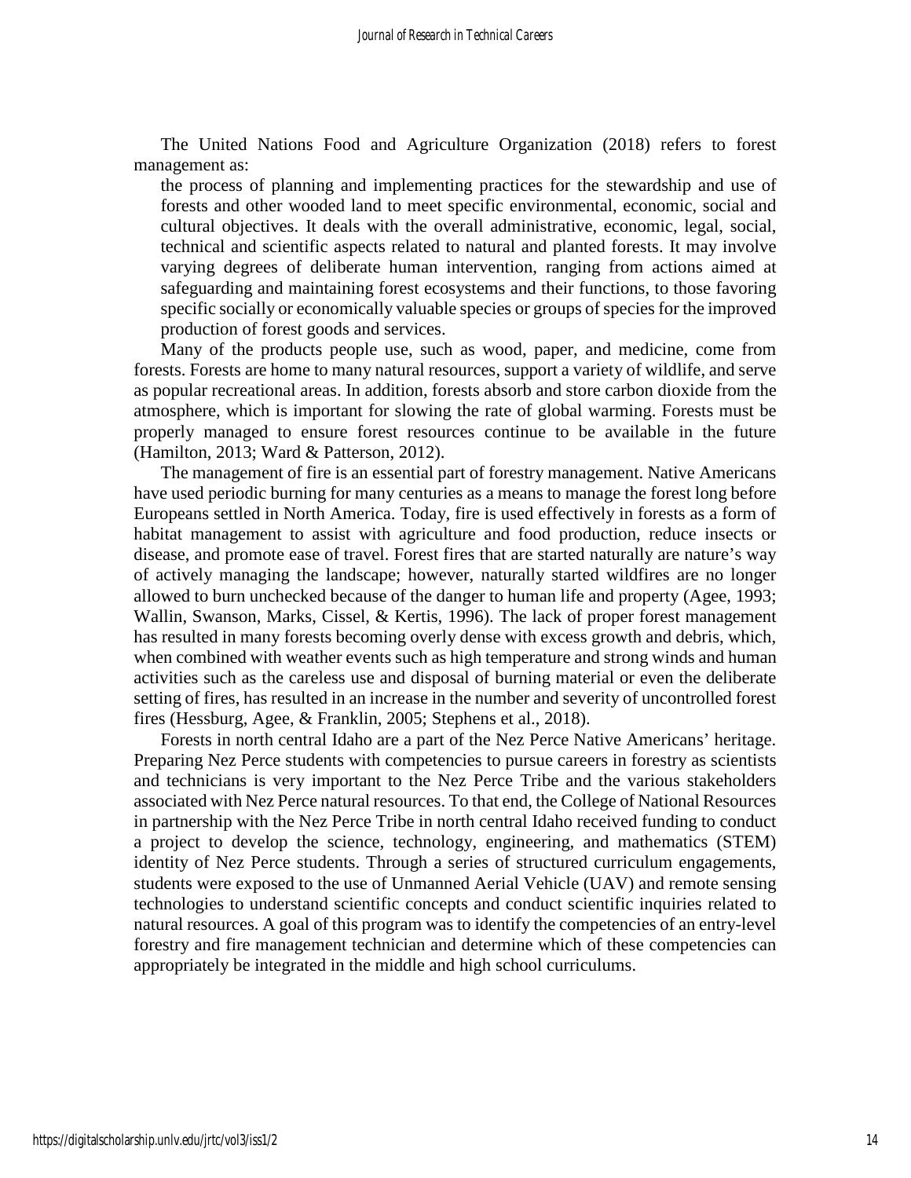The United Nations Food and Agriculture Organization (2018) refers to forest management as:

> the process of planning and implementing practices for the stewardship and use of forests and other wooded land to meet specific environmental, economic, social and cultural objectives. It deals with the overall administrative, economic, legal, social, technical and scientific aspects related to natural and planted forests. It may involve varying degrees of deliberate human intervention, ranging from actions aimed at safeguarding and maintaining forest ecosystems and their functions, to those favoring specific socially or economically valuable species or groups of species for the improved production of forest goods and services.

Many of the products people use, such as wood, paper, and medicine, come from forests. Forests are home to many natural resources, support a variety of wildlife, and serve as popular recreational areas. In addition, forests absorb and store carbon dioxide from the atmosphere, which is important for slowing the rate of global warming. Forests must be properly managed to ensure forest resources continue to be available in the future (Hamilton, 2013; Ward & Patterson, 2012).

The management of fire is an essential part of forestry management. Native Americans have used periodic burning for many centuries as a means to manage the forest long before Europeans settled in North America. Today, fire is used effectively in forests as a form of habitat management to assist with agriculture and food production, reduce insects or disease, and promote ease of travel. Forest fires that are started naturally are nature's way of actively managing the landscape; however, naturally started wildfires are no longer allowed to burn unchecked because of the danger to human life and property (Agee, 1993; Wallin, Swanson, Marks, Cissel, & Kertis, 1996). The lack of proper forest management has resulted in many forests becoming overly dense with excess growth and debris, which, when combined with weather events such as high temperature and strong winds and human activities such as the careless use and disposal of burning material or even the deliberate setting of fires, has resulted in an increase in the number and severity of uncontrolled forest fires (Hessburg, Agee, & Franklin, 2005; Stephens et al., 2018).

Forests in north central Idaho are a part of the Nez Perce Native Americans' heritage. Preparing Nez Perce students with competencies to pursue careers in forestry as scientists and technicians is very important to the Nez Perce Tribe and the various stakeholders associated with Nez Perce natural resources. To that end, the College of National Resources in partnership with the Nez Perce Tribe in north central Idaho received funding to conduct a project to develop the science, technology, engineering, and mathematics (STEM) identity of Nez Perce students. Through a series of structured curriculum engagements, students were exposed to the use of Unmanned Aerial Vehicle (UAV) and remote sensing technologies to understand scientific concepts and conduct scientific inquiries related to natural resources. A goal of this program was to identify the competencies of an entry-level forestry and fire management technician and determine which of these competencies can appropriately be integrated in the middle and high school curriculums.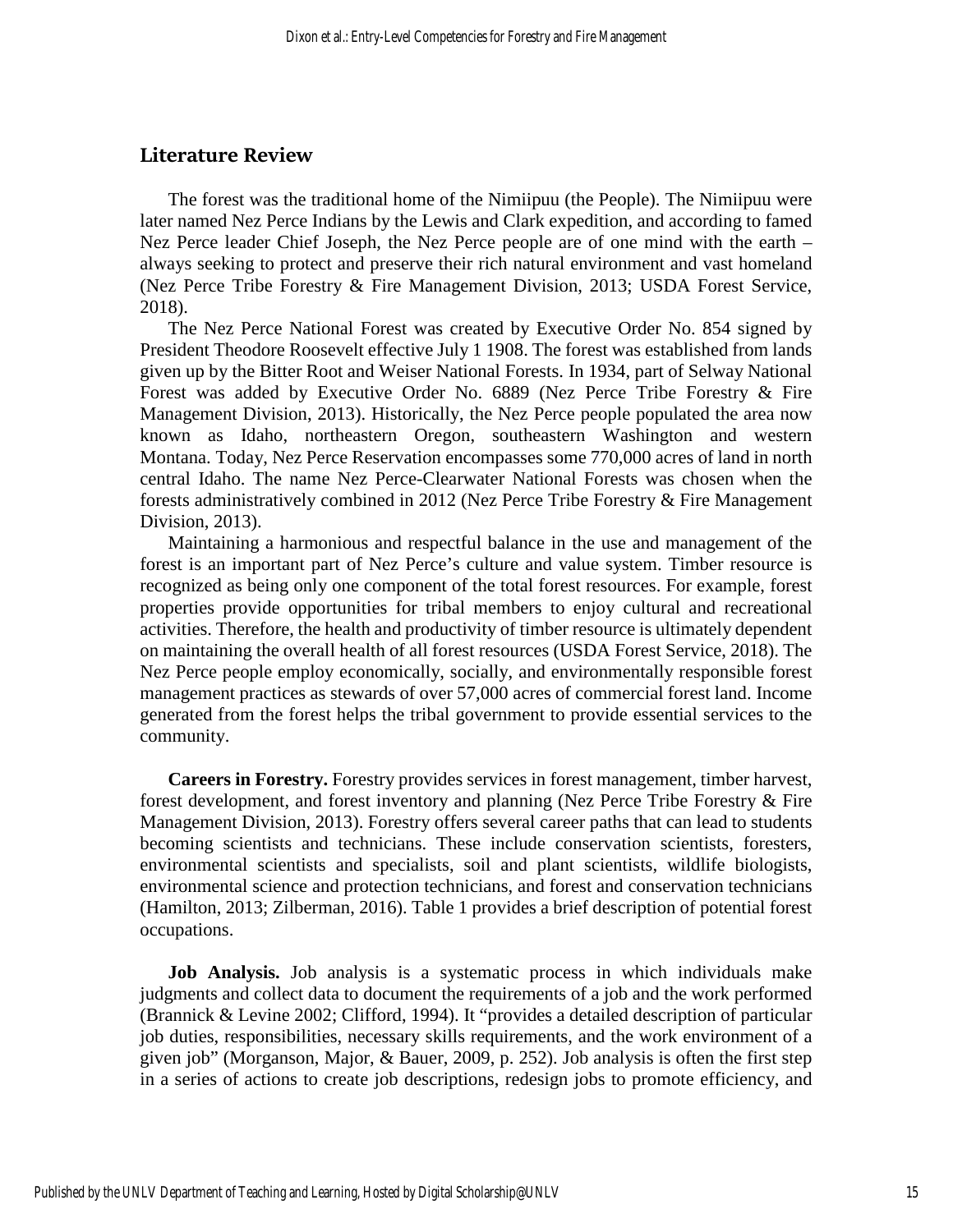## Literature Review

The forest was the traditional home of the Nimiipuu (the People). The Nimiipuu were later named Nez Perce Indians by the Lewis and Clark expedition, and according to famed Nez Perce leader Chief Joseph, the Nez Perce people are of one mind with the earth – always seeking to protect and preserve their rich natural environment and vast homeland (Nez Perce Tribe Forestry & Fire Management Division, 2013; USDA Forest Service, 2018).

The Nez Perce National Forest was created by Executive Order No. 854 signed by President Theodore Roosevelt effective July 1 1908. The forest was established from lands given up by the Bitter Root and Weiser National Forests. In 1934, part of Selway National Forest was added by Executive Order No. 6889 (Nez Perce Tribe Forestry & Fire Management Division, 2013). Historically, the Nez Perce people populated the area now known as Idaho, northeastern Oregon, southeastern Washington and western Montana. Today, Nez Perce Reservation encompasses some 770,000 acres of land in north central Idaho. The name Nez Perce-Clearwater National Forests was chosen when the forests administratively combined in 2012 (Nez Perce Tribe Forestry & Fire Management Division, 2013).

Maintaining a harmonious and respectful balance in the use and management of the forest is an important part of Nez Perce's culture and value system. Timber resource is recognized as being only one component of the total forest resources. For example, forest properties provide opportunities for tribal members to enjoy cultural and recreational activities. Therefore, the health and productivity of timber resource is ultimately dependent on maintaining the overall health of all forest resources (USDA Forest Service, 2018). The Nez Perce people employ economically, socially, and environmentally responsible forest management practices as stewards of over 57,000 acres of commercial forest land. Income generated from the forest helps the tribal government to provide essential services to the community.

**Careers in Forestry.** Forestry provides services in forest management, timber harvest, forest development, and forest inventory and planning (Nez Perce Tribe Forestry & Fire Management Division, 2013). Forestry offers several career paths that can lead to students becoming scientists and technicians. These include conservation scientists, foresters, environmental scientists and specialists, soil and plant scientists, wildlife biologists, environmental science and protection technicians, and forest and conservation technicians (Hamilton, 2013; Zilberman, 2016). Table 1 provides a brief description of potential forest occupations.

**Job Analysis.** Job analysis is a systematic process in which individuals make judgments and collect data to document the requirements of a job and the work performed (Brannick & Levine 2002; Clifford, 1994). It "provides a detailed description of particular job duties, responsibilities, necessary skills requirements, and the work environment of a given job" (Morganson, Major, & Bauer, 2009, p. 252). Job analysis is often the first step in a series of actions to create job descriptions, redesign jobs to promote efficiency, and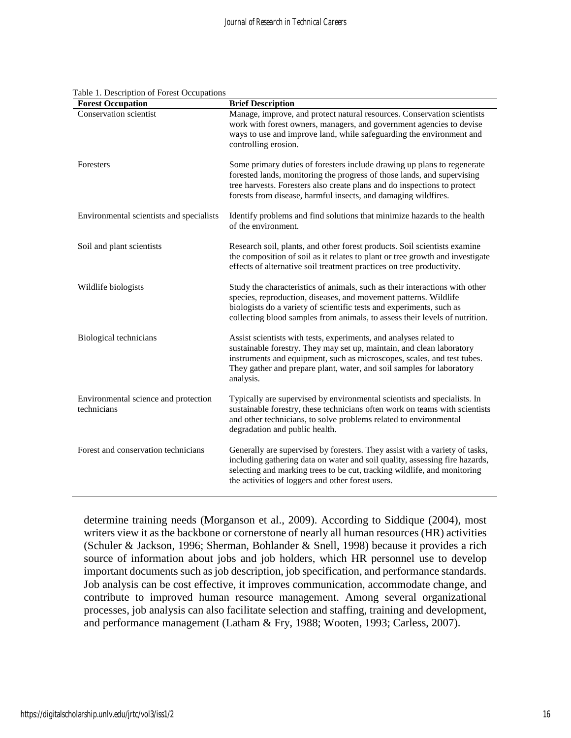Table 1. Description of Forest Occupations

| Forest Occupation | Brief Description |
| --- | --- |
| Conservation scientist | Manage, improve, and protect natural resources. Conservation scientists work with forest owners, managers, and government agencies to devise ways to use and improve land, while safeguarding the environment and controlling erosion. |
| Foresters | Some primary duties of foresters include drawing up plans to regenerate forested lands, monitoring the progress of those lands, and supervising tree harvests. Foresters also create plans and do inspections to protect forests from disease, harmful insects, and damaging wildfires. |
| Environmental scientists and specialists | Identify problems and find solutions that minimize hazards to the health of the environment. |
| Soil and plant scientists | Research soil, plants, and other forest products. Soil scientists examine the composition of soil as it relates to plant or tree growth and investigate effects of alternative soil treatment practices on tree productivity. |
| Wildlife biologists | Study the characteristics of animals, such as their interactions with other species, reproduction, diseases, and movement patterns. Wildlife biologists do a variety of scientific tests and experiments, such as collecting blood samples from animals, to assess their levels of nutrition. |
| Biological technicians | Assist scientists with tests, experiments, and analyses related to sustainable forestry. They may set up, maintain, and clean laboratory instruments and equipment, such as microscopes, scales, and test tubes. They gather and prepare plant, water, and soil samples for laboratory analysis. |
| Environmental science and protection technicians | Typically are supervised by environmental scientists and specialists. In sustainable forestry, these technicians often work on teams with scientists and other technicians, to solve problems related to environmental degradation and public health. |
| Forest and conservation technicians | Generally are supervised by foresters. They assist with a variety of tasks, including gathering data on water and soil quality, assessing fire hazards, selecting and marking trees to be cut, tracking wildlife, and monitoring the activities of loggers and other forest users. |

determine training needs (Morganson et al., 2009). According to Siddique (2004), most writers view it as the backbone or cornerstone of nearly all human resources (HR) activities (Schuler & Jackson, 1996; Sherman, Bohlander & Snell, 1998) because it provides a rich source of information about jobs and job holders, which HR personnel use to develop important documents such as job description, job specification, and performance standards. Job analysis can be cost effective, it improves communication, accommodate change, and contribute to improved human resource management. Among several organizational processes, job analysis can also facilitate selection and staffing, training and development, and performance management (Latham & Fry, 1988; Wooten, 1993; Carless, 2007).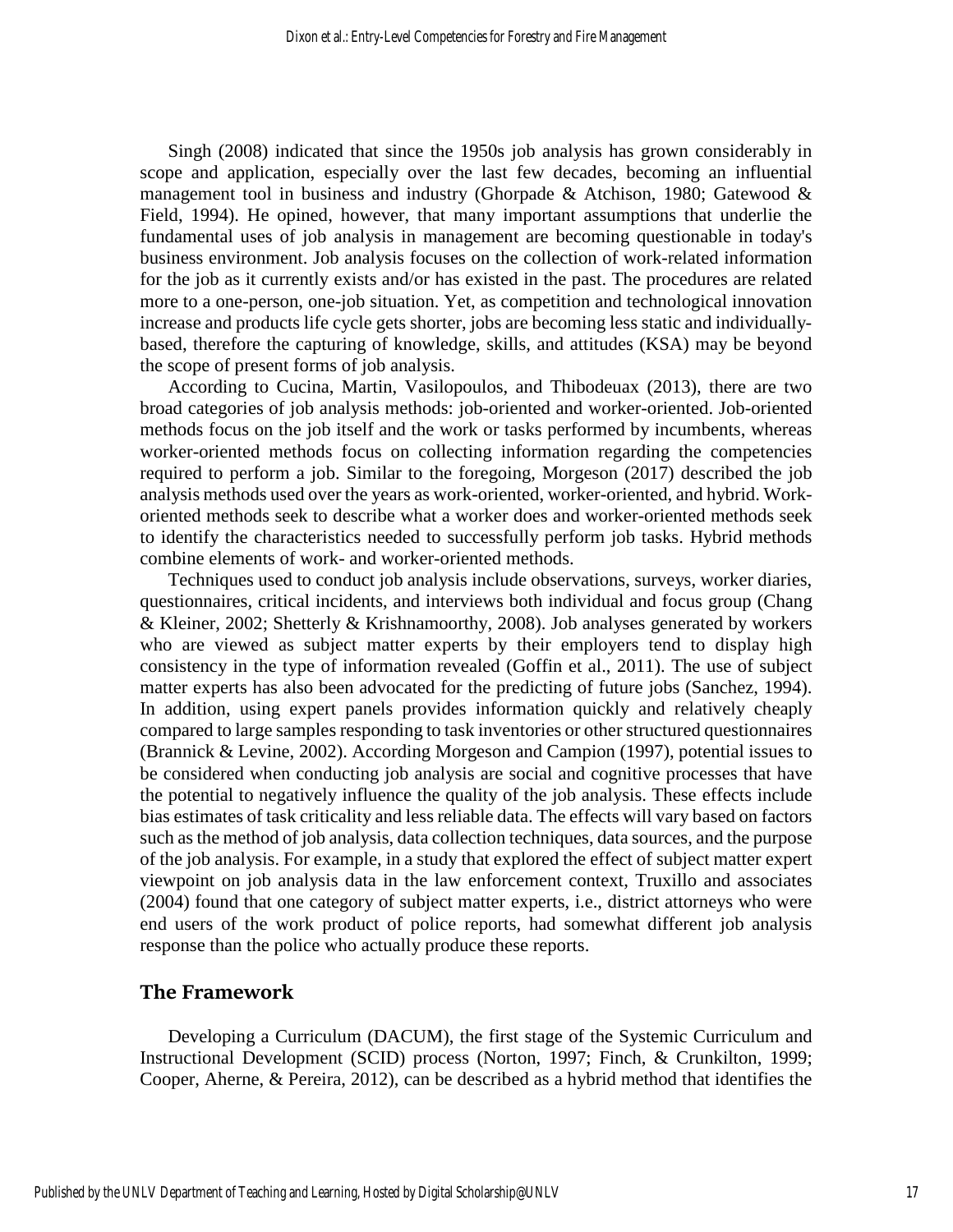Singh (2008) indicated that since the 1950s job analysis has grown considerably in scope and application, especially over the last few decades, becoming an influential management tool in business and industry (Ghorpade & Atchison, 1980; Gatewood & Field, 1994). He opined, however, that many important assumptions that underlie the fundamental uses of job analysis in management are becoming questionable in today's business environment. Job analysis focuses on the collection of work-related information for the job as it currently exists and/or has existed in the past. The procedures are related more to a one-person, one-job situation. Yet, as competition and technological innovation increase and products life cycle gets shorter, jobs are becoming less static and individually-based, therefore the capturing of knowledge, skills, and attitudes (KSA) may be beyond the scope of present forms of job analysis.

According to Cucina, Martin, Vasilopoulos, and Thibodeuax (2013), there are two broad categories of job analysis methods: job-oriented and worker-oriented. Job-oriented methods focus on the job itself and the work or tasks performed by incumbents, whereas worker-oriented methods focus on collecting information regarding the competencies required to perform a job. Similar to the foregoing, Morgeson (2017) described the job analysis methods used over the years as work-oriented, worker-oriented, and hybrid. Work-oriented methods seek to describe what a worker does and worker-oriented methods seek to identify the characteristics needed to successfully perform job tasks. Hybrid methods combine elements of work- and worker-oriented methods.

Techniques used to conduct job analysis include observations, surveys, worker diaries, questionnaires, critical incidents, and interviews both individual and focus group (Chang & Kleiner, 2002; Shetterly & Krishnamoorthy, 2008). Job analyses generated by workers who are viewed as subject matter experts by their employers tend to display high consistency in the type of information revealed (Goffin et al., 2011). The use of subject matter experts has also been advocated for the predicting of future jobs (Sanchez, 1994). In addition, using expert panels provides information quickly and relatively cheaply compared to large samples responding to task inventories or other structured questionnaires (Brannick & Levine, 2002). According Morgeson and Campion (1997), potential issues to be considered when conducting job analysis are social and cognitive processes that have the potential to negatively influence the quality of the job analysis. These effects include bias estimates of task criticality and less reliable data. The effects will vary based on factors such as the method of job analysis, data collection techniques, data sources, and the purpose of the job analysis. For example, in a study that explored the effect of subject matter expert viewpoint on job analysis data in the law enforcement context, Truxillo and associates (2004) found that one category of subject matter experts, i.e., district attorneys who were end users of the work product of police reports, had somewhat different job analysis response than the police who actually produce these reports.

## The Framework

Developing a Curriculum (DACUM), the first stage of the Systemic Curriculum and Instructional Development (SCID) process (Norton, 1997; Finch, & Crunkilton, 1999; Cooper, Aherne, & Pereira, 2012), can be described as a hybrid method that identifies the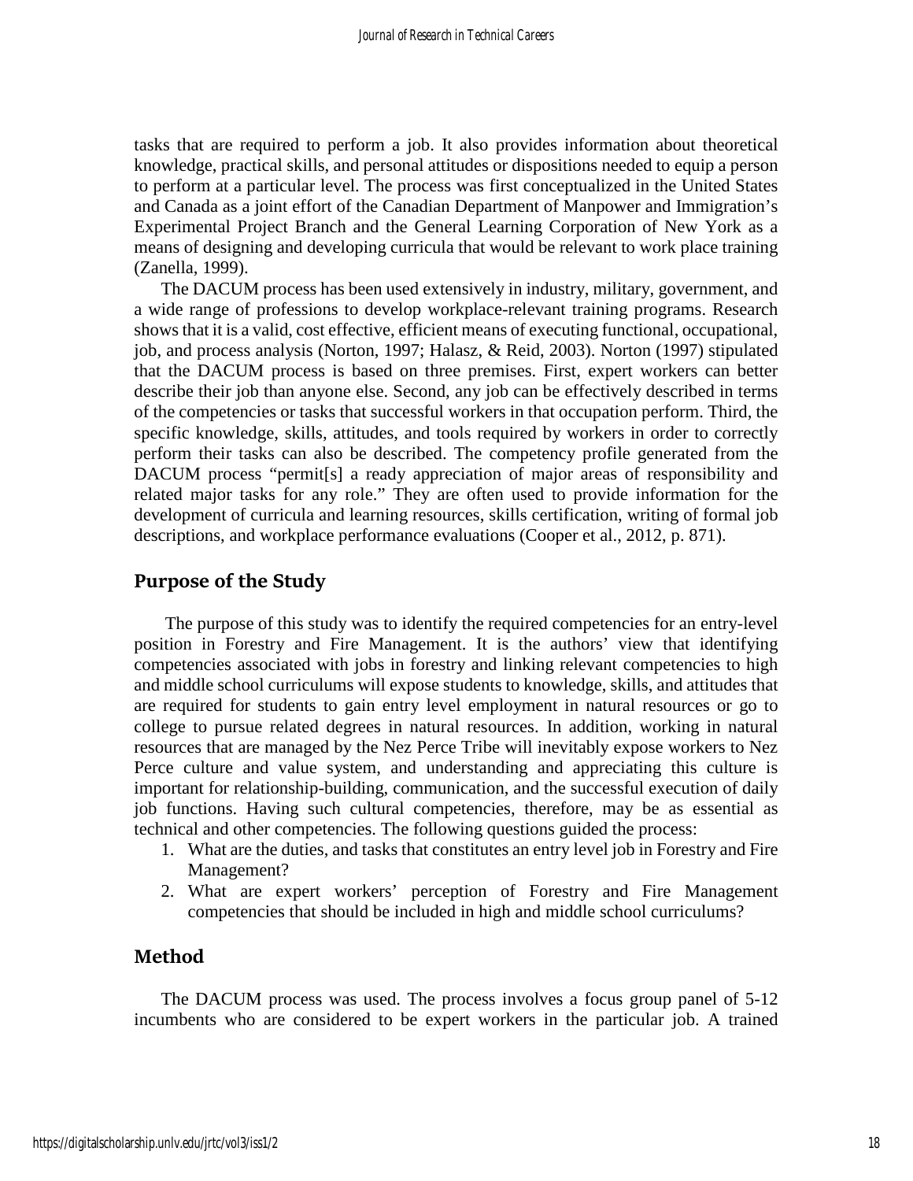tasks that are required to perform a job. It also provides information about theoretical knowledge, practical skills, and personal attitudes or dispositions needed to equip a person to perform at a particular level. The process was first conceptualized in the United States and Canada as a joint effort of the Canadian Department of Manpower and Immigration's Experimental Project Branch and the General Learning Corporation of New York as a means of designing and developing curricula that would be relevant to work place training (Zanella, 1999).

The DACUM process has been used extensively in industry, military, government, and a wide range of professions to develop workplace-relevant training programs. Research shows that it is a valid, cost effective, efficient means of executing functional, occupational, job, and process analysis (Norton, 1997; Halasz, & Reid, 2003). Norton (1997) stipulated that the DACUM process is based on three premises. First, expert workers can better describe their job than anyone else. Second, any job can be effectively described in terms of the competencies or tasks that successful workers in that occupation perform. Third, the specific knowledge, skills, attitudes, and tools required by workers in order to correctly perform their tasks can also be described. The competency profile generated from the DACUM process "permit[s] a ready appreciation of major areas of responsibility and related major tasks for any role." They are often used to provide information for the development of curricula and learning resources, skills certification, writing of formal job descriptions, and workplace performance evaluations (Cooper et al., 2012, p. 871).

## Purpose of the Study

The purpose of this study was to identify the required competencies for an entry-level position in Forestry and Fire Management. It is the authors' view that identifying competencies associated with jobs in forestry and linking relevant competencies to high and middle school curriculums will expose students to knowledge, skills, and attitudes that are required for students to gain entry level employment in natural resources or go to college to pursue related degrees in natural resources. In addition, working in natural resources that are managed by the Nez Perce Tribe will inevitably expose workers to Nez Perce culture and value system, and understanding and appreciating this culture is important for relationship-building, communication, and the successful execution of daily job functions. Having such cultural competencies, therefore, may be as essential as technical and other competencies. The following questions guided the process:

1. What are the duties, and tasks that constitutes an entry level job in Forestry and Fire Management?
2. What are expert workers' perception of Forestry and Fire Management competencies that should be included in high and middle school curriculums?

## Method

The DACUM process was used. The process involves a focus group panel of 5-12 incumbents who are considered to be expert workers in the particular job. A trained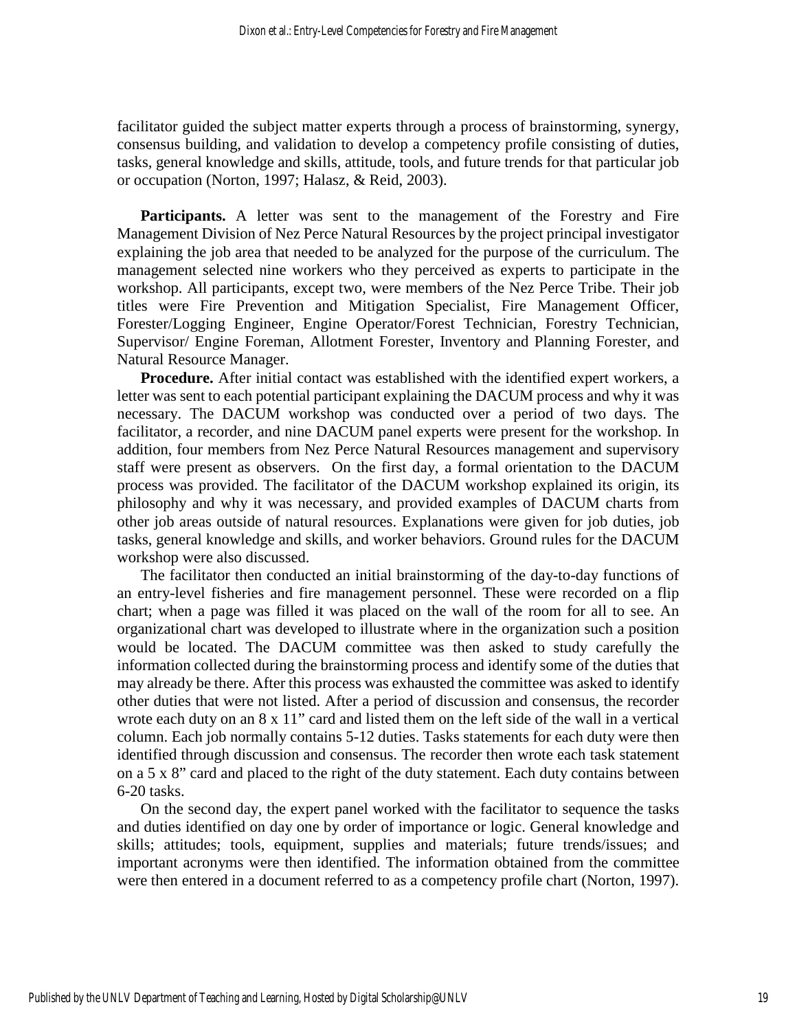facilitator guided the subject matter experts through a process of brainstorming, synergy, consensus building, and validation to develop a competency profile consisting of duties, tasks, general knowledge and skills, attitude, tools, and future trends for that particular job or occupation (Norton, 1997; Halasz, & Reid, 2003).

**Participants.** A letter was sent to the management of the Forestry and Fire Management Division of Nez Perce Natural Resources by the project principal investigator explaining the job area that needed to be analyzed for the purpose of the curriculum. The management selected nine workers who they perceived as experts to participate in the workshop. All participants, except two, were members of the Nez Perce Tribe. Their job titles were Fire Prevention and Mitigation Specialist, Fire Management Officer, Forester/Logging Engineer, Engine Operator/Forest Technician, Forestry Technician, Supervisor/ Engine Foreman, Allotment Forester, Inventory and Planning Forester, and Natural Resource Manager.

**Procedure.** After initial contact was established with the identified expert workers, a letter was sent to each potential participant explaining the DACUM process and why it was necessary. The DACUM workshop was conducted over a period of two days. The facilitator, a recorder, and nine DACUM panel experts were present for the workshop. In addition, four members from Nez Perce Natural Resources management and supervisory staff were present as observers. On the first day, a formal orientation to the DACUM process was provided. The facilitator of the DACUM workshop explained its origin, its philosophy and why it was necessary, and provided examples of DACUM charts from other job areas outside of natural resources. Explanations were given for job duties, job tasks, general knowledge and skills, and worker behaviors. Ground rules for the DACUM workshop were also discussed.

The facilitator then conducted an initial brainstorming of the day-to-day functions of an entry-level fisheries and fire management personnel. These were recorded on a flip chart; when a page was filled it was placed on the wall of the room for all to see. An organizational chart was developed to illustrate where in the organization such a position would be located. The DACUM committee was then asked to study carefully the information collected during the brainstorming process and identify some of the duties that may already be there. After this process was exhausted the committee was asked to identify other duties that were not listed. After a period of discussion and consensus, the recorder wrote each duty on an 8 x 11" card and listed them on the left side of the wall in a vertical column. Each job normally contains 5-12 duties. Tasks statements for each duty were then identified through discussion and consensus. The recorder then wrote each task statement on a 5 x 8" card and placed to the right of the duty statement. Each duty contains between 6-20 tasks.

On the second day, the expert panel worked with the facilitator to sequence the tasks and duties identified on day one by order of importance or logic. General knowledge and skills; attitudes; tools, equipment, supplies and materials; future trends/issues; and important acronyms were then identified. The information obtained from the committee were then entered in a document referred to as a competency profile chart (Norton, 1997).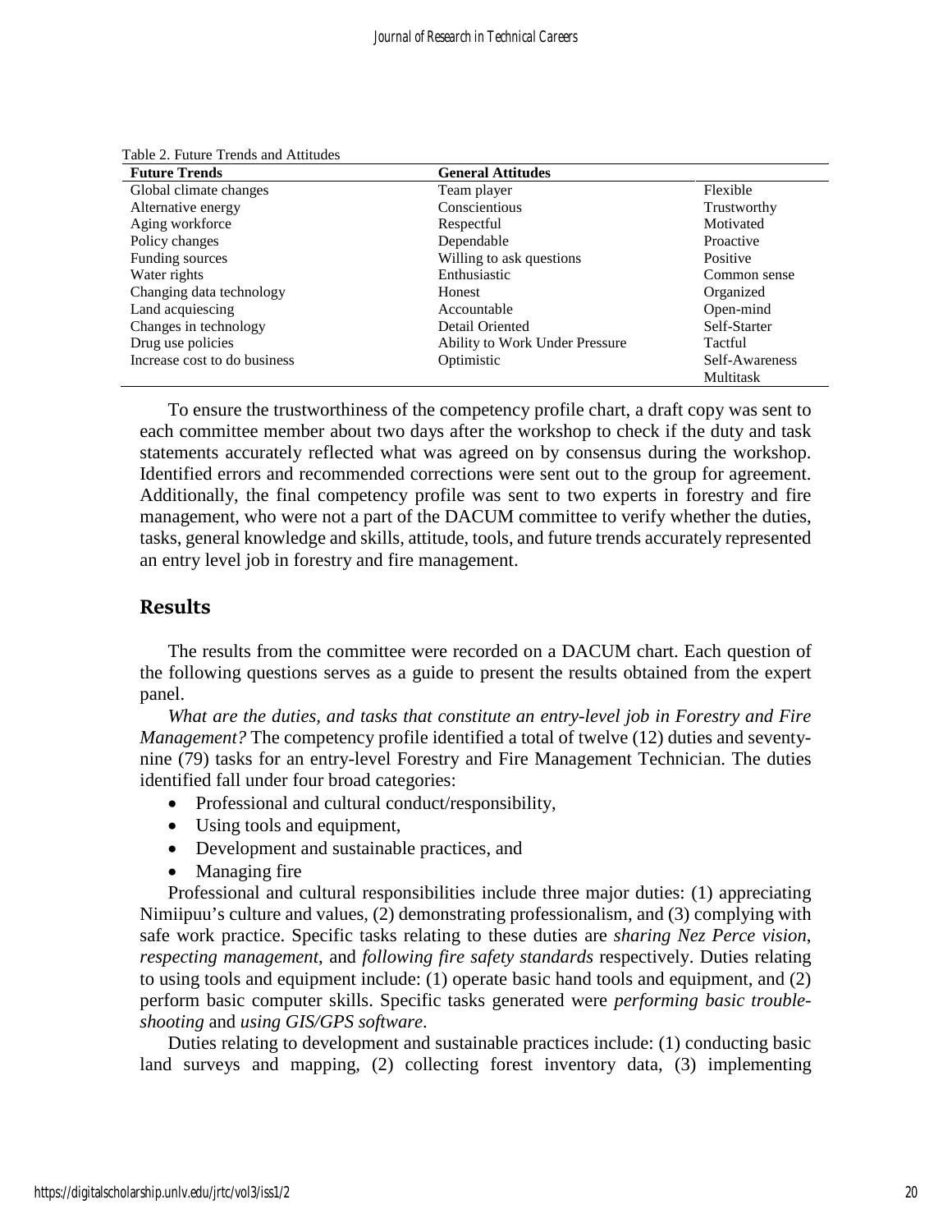Table 2. Future Trends and Attitudes

| Future Trends | General Attitudes | |
|---|---|---|
| Global climate changes | Team player | Flexible |
| Alternative energy | Conscientious | Trustworthy |
| Aging workforce | Respectful | Motivated |
| Policy changes | Dependable | Proactive |
| Funding sources | Willing to ask questions | Positive |
| Water rights | Enthusiastic | Common sense |
| Changing data technology | Honest | Organized |
| Land acquiescing | Accountable | Open-mind |
| Changes in technology | Detail Oriented | Self-Starter |
| Drug use policies | Ability to Work Under Pressure | Tactful |
| Increase cost to do business | Optimistic | Self-Awareness |
| | | Multitask |

To ensure the trustworthiness of the competency profile chart, a draft copy was sent to each committee member about two days after the workshop to check if the duty and task statements accurately reflected what was agreed on by consensus during the workshop. Identified errors and recommended corrections were sent out to the group for agreement. Additionally, the final competency profile was sent to two experts in forestry and fire management, who were not a part of the DACUM committee to verify whether the duties, tasks, general knowledge and skills, attitude, tools, and future trends accurately represented an entry level job in forestry and fire management.

## Results

The results from the committee were recorded on a DACUM chart. Each question of the following questions serves as a guide to present the results obtained from the expert panel.

*What are the duties, and tasks that constitute an entry-level job in Forestry and Fire Management?* The competency profile identified a total of twelve (12) duties and seventy-nine (79) tasks for an entry-level Forestry and Fire Management Technician. The duties identified fall under four broad categories:

- Professional and cultural conduct/responsibility,
- Using tools and equipment,
- Development and sustainable practices, and
- Managing fire

Professional and cultural responsibilities include three major duties: (1) appreciating Nimiipuu's culture and values, (2) demonstrating professionalism, and (3) complying with safe work practice. Specific tasks relating to these duties are *sharing Nez Perce vision*, *respecting management*, and *following fire safety standards* respectively. Duties relating to using tools and equipment include: (1) operate basic hand tools and equipment, and (2) perform basic computer skills. Specific tasks generated were *performing basic trouble-shooting* and *using GIS/GPS software*.

Duties relating to development and sustainable practices include: (1) conducting basic land surveys and mapping, (2) collecting forest inventory data, (3) implementing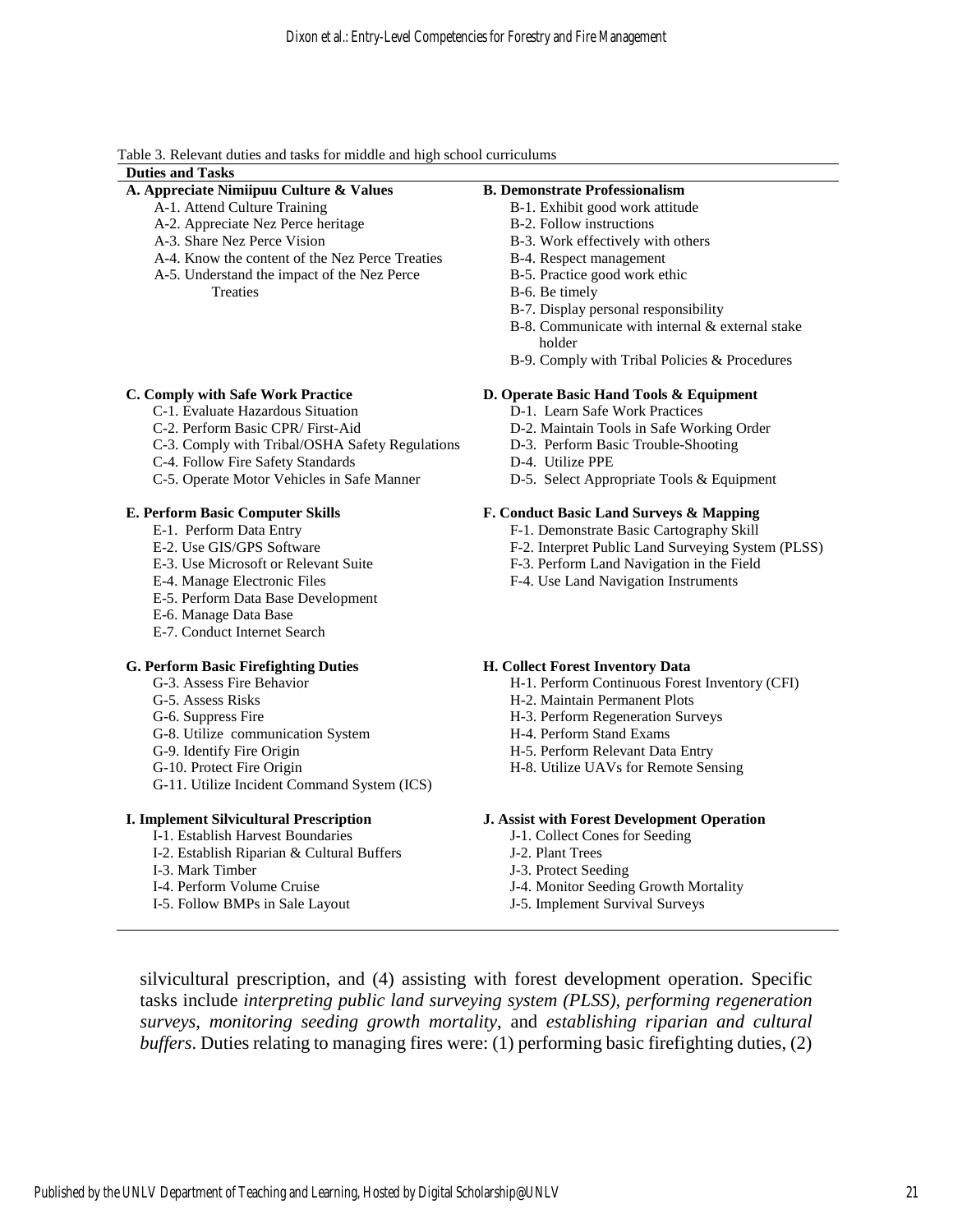Table 3. Relevant duties and tasks for middle and high school curriculums

| Duties and Tasks | |
|---|---|
| **A. Appreciate Nimiipuu Culture & Values** | **B. Demonstrate Professionalism** |
| A-1. Attend Culture Training | B-1. Exhibit good work attitude |
| A-2. Appreciate Nez Perce heritage | B-2. Follow instructions |
| A-3. Share Nez Perce Vision | B-3. Work effectively with others |
| A-4. Know the content of the Nez Perce Treaties | B-4. Respect management |
| A-5. Understand the impact of the Nez Perce Treaties | B-5. Practice good work ethic |
| | B-6. Be timely |
| | B-7. Display personal responsibility |
| | B-8. Communicate with internal & external stake holder |
| | B-9. Comply with Tribal Policies & Procedures |
| **C. Comply with Safe Work Practice** | **D. Operate Basic Hand Tools & Equipment** |
| C-1. Evaluate Hazardous Situation | D-1. Learn Safe Work Practices |
| C-2. Perform Basic CPR/ First-Aid | D-2. Maintain Tools in Safe Working Order |
| C-3. Comply with Tribal/OSHA Safety Regulations | D-3. Perform Basic Trouble-Shooting |
| C-4. Follow Fire Safety Standards | D-4. Utilize PPE |
| C-5. Operate Motor Vehicles in Safe Manner | D-5. Select Appropriate Tools & Equipment |
| **E. Perform Basic Computer Skills** | **F. Conduct Basic Land Surveys & Mapping** |
| E-1. Perform Data Entry | F-1. Demonstrate Basic Cartography Skill |
| E-2. Use GIS/GPS Software | F-2. Interpret Public Land Surveying System (PLSS) |
| E-3. Use Microsoft or Relevant Suite | F-3. Perform Land Navigation in the Field |
| E-4. Manage Electronic Files | F-4. Use Land Navigation Instruments |
| E-5. Perform Data Base Development | |
| E-6. Manage Data Base | |
| E-7. Conduct Internet Search | |
| **G. Perform Basic Firefighting Duties** | **H. Collect Forest Inventory Data** |
| G-3. Assess Fire Behavior | H-1. Perform Continuous Forest Inventory (CFI) |
| G-5. Assess Risks | H-2. Maintain Permanent Plots |
| G-6. Suppress Fire | H-3. Perform Regeneration Surveys |
| G-8. Utilize communication System | H-4. Perform Stand Exams |
| G-9. Identify Fire Origin | H-5. Perform Relevant Data Entry |
| G-10. Protect Fire Origin | H-8. Utilize UAVs for Remote Sensing |
| G-11. Utilize Incident Command System (ICS) | |
| **I. Implement Silvicultural Prescription** | **J. Assist with Forest Development Operation** |
| I-1. Establish Harvest Boundaries | J-1. Collect Cones for Seeding |
| I-2. Establish Riparian & Cultural Buffers | J-2. Plant Trees |
| I-3. Mark Timber | J-3. Protect Seeding |
| I-4. Perform Volume Cruise | J-4. Monitor Seeding Growth Mortality |
| I-5. Follow BMPs in Sale Layout | J-5. Implement Survival Surveys |

silvicultural prescription, and (4) assisting with forest development operation. Specific tasks include *interpreting public land surveying system (PLSS)*, *performing regeneration surveys*, *monitoring seeding growth mortality*, and *establishing riparian and cultural buffers*. Duties relating to managing fires were: (1) performing basic firefighting duties, (2)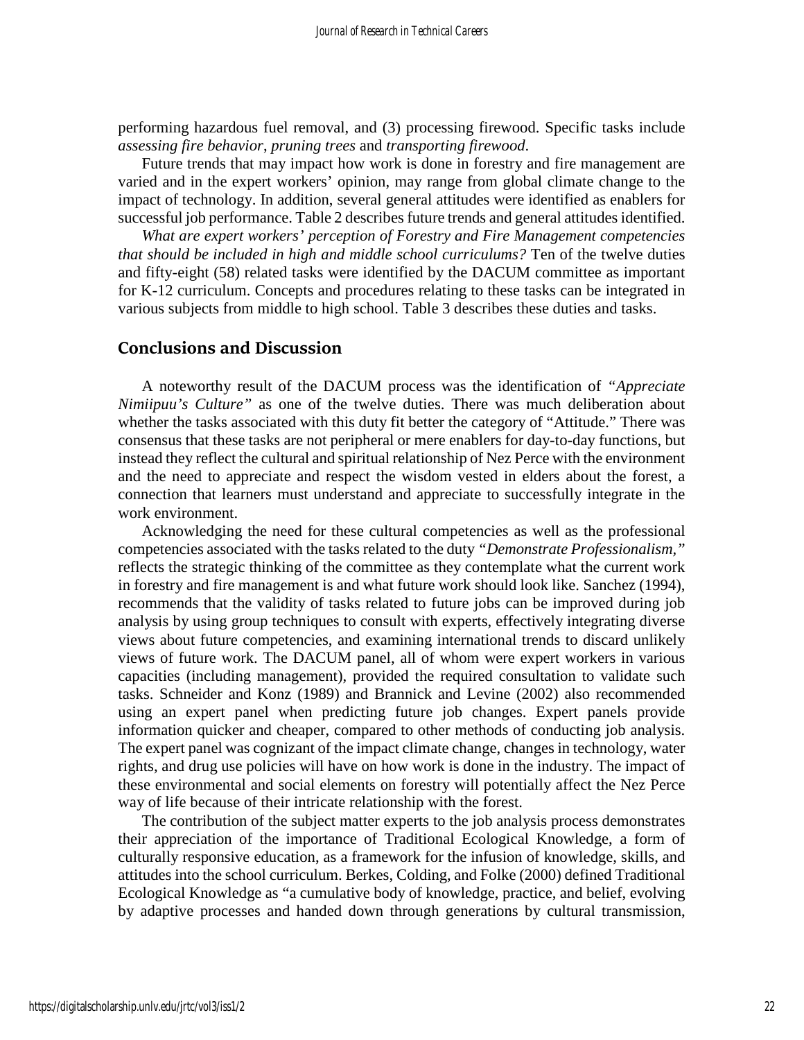performing hazardous fuel removal, and (3) processing firewood. Specific tasks include *assessing fire behavior*, *pruning trees* and *transporting firewood*.

Future trends that may impact how work is done in forestry and fire management are varied and in the expert workers' opinion, may range from global climate change to the impact of technology. In addition, several general attitudes were identified as enablers for successful job performance. Table 2 describes future trends and general attitudes identified.

*What are expert workers' perception of Forestry and Fire Management competencies that should be included in high and middle school curriculums?* Ten of the twelve duties and fifty-eight (58) related tasks were identified by the DACUM committee as important for K-12 curriculum. Concepts and procedures relating to these tasks can be integrated in various subjects from middle to high school. Table 3 describes these duties and tasks.

## Conclusions and Discussion

A noteworthy result of the DACUM process was the identification of *"Appreciate Nimiipuu's Culture"* as one of the twelve duties. There was much deliberation about whether the tasks associated with this duty fit better the category of "Attitude." There was consensus that these tasks are not peripheral or mere enablers for day-to-day functions, but instead they reflect the cultural and spiritual relationship of Nez Perce with the environment and the need to appreciate and respect the wisdom vested in elders about the forest, a connection that learners must understand and appreciate to successfully integrate in the work environment.

Acknowledging the need for these cultural competencies as well as the professional competencies associated with the tasks related to the duty *"Demonstrate Professionalism,"* reflects the strategic thinking of the committee as they contemplate what the current work in forestry and fire management is and what future work should look like. Sanchez (1994), recommends that the validity of tasks related to future jobs can be improved during job analysis by using group techniques to consult with experts, effectively integrating diverse views about future competencies, and examining international trends to discard unlikely views of future work. The DACUM panel, all of whom were expert workers in various capacities (including management), provided the required consultation to validate such tasks. Schneider and Konz (1989) and Brannick and Levine (2002) also recommended using an expert panel when predicting future job changes. Expert panels provide information quicker and cheaper, compared to other methods of conducting job analysis. The expert panel was cognizant of the impact climate change, changes in technology, water rights, and drug use policies will have on how work is done in the industry. The impact of these environmental and social elements on forestry will potentially affect the Nez Perce way of life because of their intricate relationship with the forest.

The contribution of the subject matter experts to the job analysis process demonstrates their appreciation of the importance of Traditional Ecological Knowledge, a form of culturally responsive education, as a framework for the infusion of knowledge, skills, and attitudes into the school curriculum. Berkes, Colding, and Folke (2000) defined Traditional Ecological Knowledge as "a cumulative body of knowledge, practice, and belief, evolving by adaptive processes and handed down through generations by cultural transmission,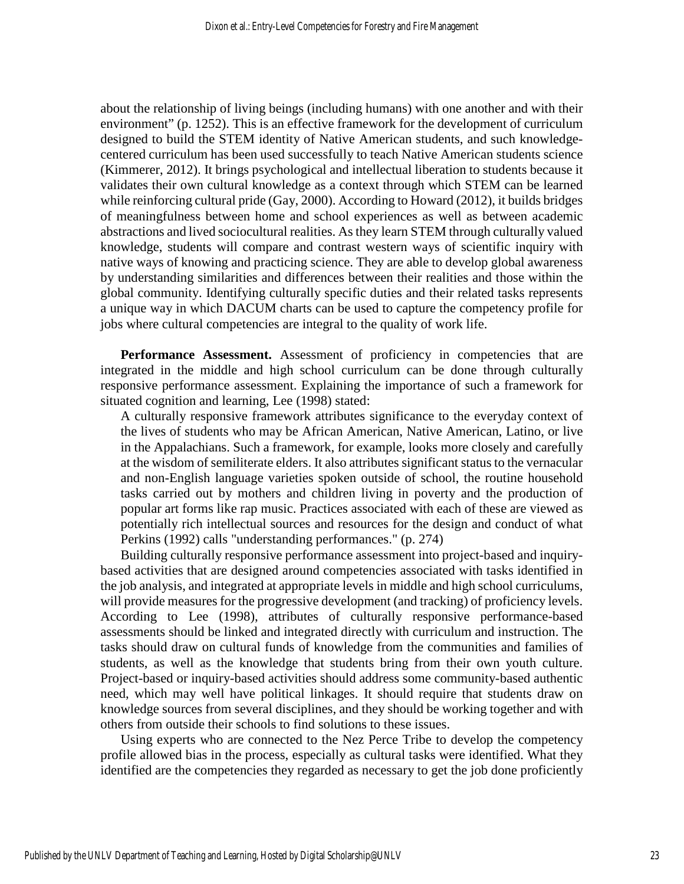about the relationship of living beings (including humans) with one another and with their environment" (p. 1252). This is an effective framework for the development of curriculum designed to build the STEM identity of Native American students, and such knowledge-centered curriculum has been used successfully to teach Native American students science (Kimmerer, 2012). It brings psychological and intellectual liberation to students because it validates their own cultural knowledge as a context through which STEM can be learned while reinforcing cultural pride (Gay, 2000). According to Howard (2012), it builds bridges of meaningfulness between home and school experiences as well as between academic abstractions and lived sociocultural realities. As they learn STEM through culturally valued knowledge, students will compare and contrast western ways of scientific inquiry with native ways of knowing and practicing science. They are able to develop global awareness by understanding similarities and differences between their realities and those within the global community. Identifying culturally specific duties and their related tasks represents a unique way in which DACUM charts can be used to capture the competency profile for jobs where cultural competencies are integral to the quality of work life.

**Performance Assessment.** Assessment of proficiency in competencies that are integrated in the middle and high school curriculum can be done through culturally responsive performance assessment. Explaining the importance of such a framework for situated cognition and learning, Lee (1998) stated:

> A culturally responsive framework attributes significance to the everyday context of the lives of students who may be African American, Native American, Latino, or live in the Appalachians. Such a framework, for example, looks more closely and carefully at the wisdom of semiliterate elders. It also attributes significant status to the vernacular and non-English language varieties spoken outside of school, the routine household tasks carried out by mothers and children living in poverty and the production of popular art forms like rap music. Practices associated with each of these are viewed as potentially rich intellectual sources and resources for the design and conduct of what Perkins (1992) calls "understanding performances." (p. 274)

Building culturally responsive performance assessment into project-based and inquiry-based activities that are designed around competencies associated with tasks identified in the job analysis, and integrated at appropriate levels in middle and high school curriculums, will provide measures for the progressive development (and tracking) of proficiency levels. According to Lee (1998), attributes of culturally responsive performance-based assessments should be linked and integrated directly with curriculum and instruction. The tasks should draw on cultural funds of knowledge from the communities and families of students, as well as the knowledge that students bring from their own youth culture. Project-based or inquiry-based activities should address some community-based authentic need, which may well have political linkages. It should require that students draw on knowledge sources from several disciplines, and they should be working together and with others from outside their schools to find solutions to these issues.

Using experts who are connected to the Nez Perce Tribe to develop the competency profile allowed bias in the process, especially as cultural tasks were identified. What they identified are the competencies they regarded as necessary to get the job done proficiently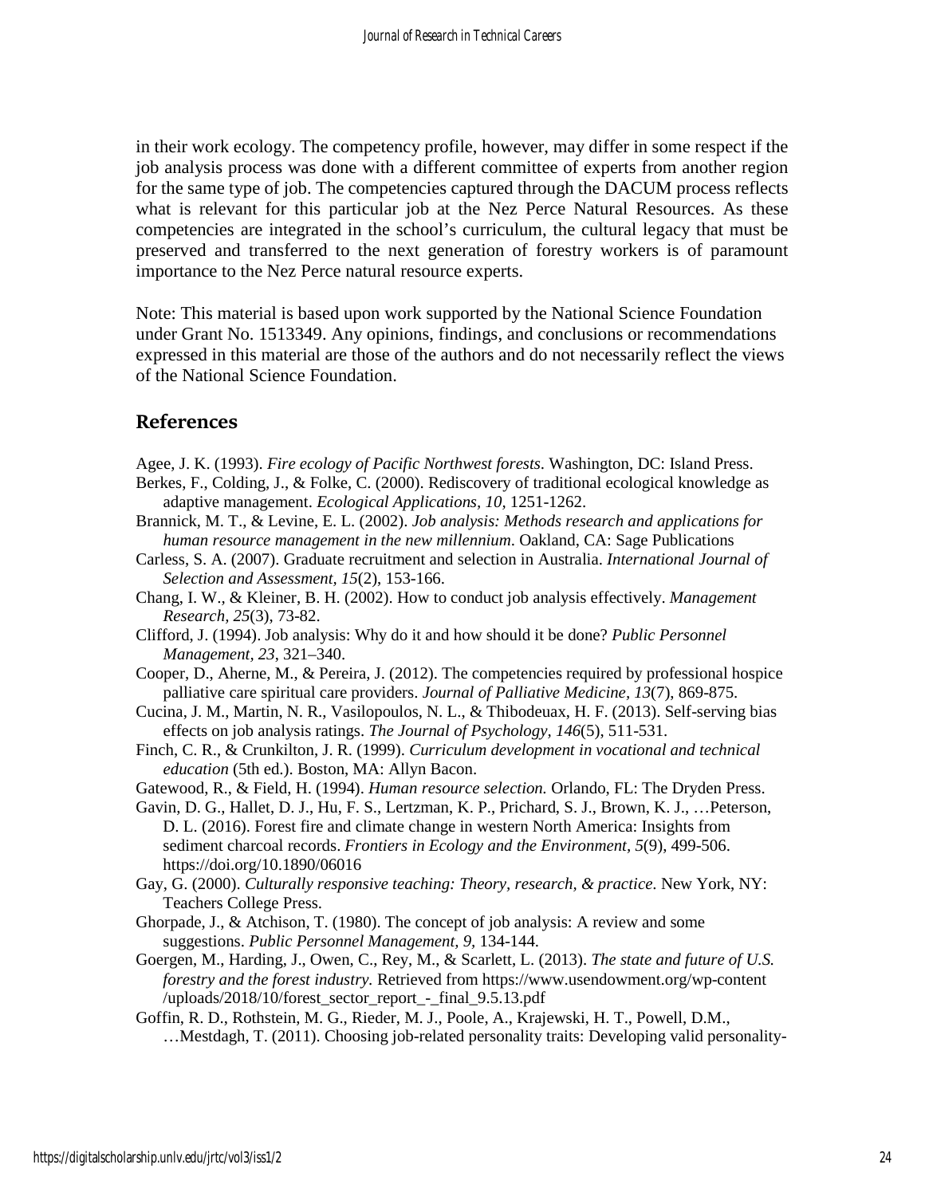in their work ecology. The competency profile, however, may differ in some respect if the job analysis process was done with a different committee of experts from another region for the same type of job. The competencies captured through the DACUM process reflects what is relevant for this particular job at the Nez Perce Natural Resources. As these competencies are integrated in the school's curriculum, the cultural legacy that must be preserved and transferred to the next generation of forestry workers is of paramount importance to the Nez Perce natural resource experts.

Note: This material is based upon work supported by the National Science Foundation under Grant No. 1513349. Any opinions, findings, and conclusions or recommendations expressed in this material are those of the authors and do not necessarily reflect the views of the National Science Foundation.

## References

Agee, J. K. (1993). *Fire ecology of Pacific Northwest forests*. Washington, DC: Island Press.

Berkes, F., Colding, J., & Folke, C. (2000). Rediscovery of traditional ecological knowledge as adaptive management. *Ecological Applications, 10,* 1251-1262.

Brannick, M. T., & Levine, E. L. (2002). *Job analysis: Methods research and applications for human resource management in the new millennium*. Oakland, CA: Sage Publications

Carless, S. A. (2007). Graduate recruitment and selection in Australia. *International Journal of Selection and Assessment, 15*(2), 153-166.

Chang, I. W., & Kleiner, B. H. (2002). How to conduct job analysis effectively. *Management Research, 25*(3), 73-82.

Clifford, J. (1994). Job analysis: Why do it and how should it be done? *Public Personnel Management, 23*, 321–340.

Cooper, D., Aherne, M., & Pereira, J. (2012). The competencies required by professional hospice palliative care spiritual care providers. *Journal of Palliative Medicine, 13*(7), 869-875.

Cucina, J. M., Martin, N. R., Vasilopoulos, N. L., & Thibodeuax, H. F. (2013). Self-serving bias effects on job analysis ratings. *The Journal of Psychology, 146*(5), 511-531.

Finch, C. R., & Crunkilton, J. R. (1999). *Curriculum development in vocational and technical education* (5th ed.). Boston, MA: Allyn Bacon.

Gatewood, R., & Field, H. (1994). *Human resource selection.* Orlando, FL: The Dryden Press.

Gavin, D. G., Hallet, D. J., Hu, F. S., Lertzman, K. P., Prichard, S. J., Brown, K. J., …Peterson, D. L. (2016). Forest fire and climate change in western North America: Insights from sediment charcoal records. *Frontiers in Ecology and the Environment, 5*(9), 499-506. https://doi.org/10.1890/06016

Gay, G. (2000). *Culturally responsive teaching: Theory, research, & practice*. New York, NY: Teachers College Press.

Ghorpade, J., & Atchison, T. (1980). The concept of job analysis: A review and some suggestions. *Public Personnel Management, 9,* 134-144.

Goergen, M., Harding, J., Owen, C., Rey, M., & Scarlett, L. (2013). *The state and future of U.S. forestry and the forest industry.* Retrieved from https://www.usendowment.org/wp-content /uploads/2018/10/forest_sector_report_-_final_9.5.13.pdf

Goffin, R. D., Rothstein, M. G., Rieder, M. J., Poole, A., Krajewski, H. T., Powell, D.M., …Mestdagh, T. (2011). Choosing job-related personality traits: Developing valid personality-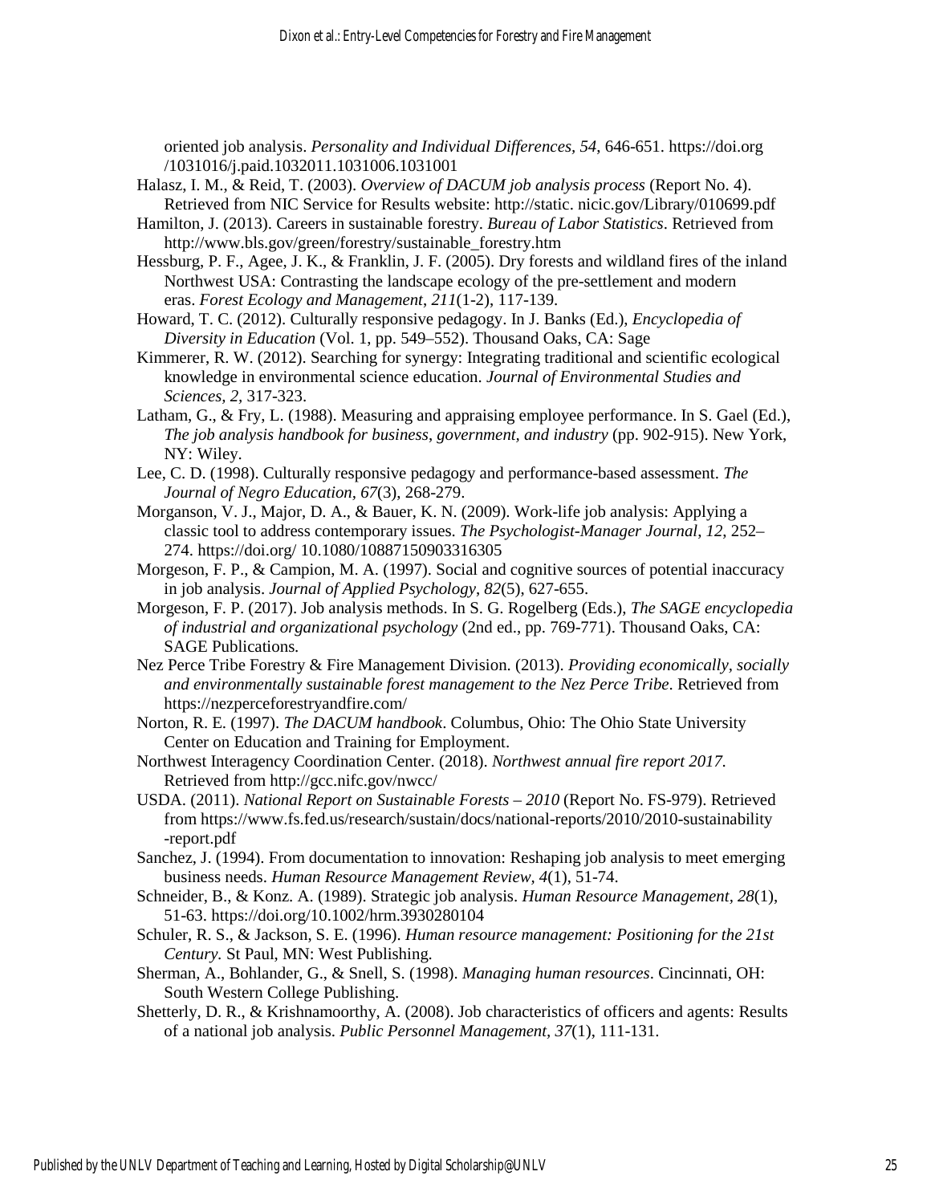oriented job analysis. *Personality and Individual Differences*, *54*, 646-651. https://doi.org /1031016/j.paid.1032011.1031006.1031001

Halasz, I. M., & Reid, T. (2003). *Overview of DACUM job analysis process* (Report No. 4). Retrieved from NIC Service for Results website: http://static. nicic.gov/Library/010699.pdf

Hamilton, J. (2013). Careers in sustainable forestry. *Bureau of Labor Statistics*. Retrieved from http://www.bls.gov/green/forestry/sustainable_forestry.htm

Hessburg, P. F., Agee, J. K., & Franklin, J. F. (2005). Dry forests and wildland fires of the inland Northwest USA: Contrasting the landscape ecology of the pre-settlement and modern eras. *Forest Ecology and Management*, *211*(1-2), 117-139.

Howard, T. C. (2012). Culturally responsive pedagogy. In J. Banks (Ed.), *Encyclopedia of Diversity in Education* (Vol. 1, pp. 549–552). Thousand Oaks, CA: Sage

Kimmerer, R. W. (2012). Searching for synergy: Integrating traditional and scientific ecological knowledge in environmental science education. *Journal of Environmental Studies and Sciences*, *2*, 317-323.

Latham, G., & Fry, L. (1988). Measuring and appraising employee performance. In S. Gael (Ed.), *The job analysis handbook for business, government, and industry* (pp. 902-915). New York, NY: Wiley.

Lee, C. D. (1998). Culturally responsive pedagogy and performance-based assessment. *The Journal of Negro Education*, *67*(3), 268-279.

Morganson, V. J., Major, D. A., & Bauer, K. N. (2009). Work-life job analysis: Applying a classic tool to address contemporary issues. *The Psychologist-Manager Journal*, *12*, 252–274. https://doi.org/ 10.1080/10887150903316305

Morgeson, F. P., & Campion, M. A. (1997). Social and cognitive sources of potential inaccuracy in job analysis. *Journal of Applied Psychology*, *82*(5), 627-655.

Morgeson, F. P. (2017). Job analysis methods. In S. G. Rogelberg (Eds.), *The SAGE encyclopedia of industrial and organizational psychology* (2nd ed., pp. 769-771). Thousand Oaks, CA: SAGE Publications.

Nez Perce Tribe Forestry & Fire Management Division. (2013). *Providing economically, socially and environmentally sustainable forest management to the Nez Perce Tribe*. Retrieved from https://nezperceforestryandfire.com/

Norton, R. E. (1997). *The DACUM handbook*. Columbus, Ohio: The Ohio State University Center on Education and Training for Employment.

Northwest Interagency Coordination Center. (2018). *Northwest annual fire report 2017*. Retrieved from http://gcc.nifc.gov/nwcc/

USDA. (2011). *National Report on Sustainable Forests – 2010* (Report No. FS-979). Retrieved from https://www.fs.fed.us/research/sustain/docs/national-reports/2010/2010-sustainability -report.pdf

Sanchez, J. (1994). From documentation to innovation: Reshaping job analysis to meet emerging business needs. *Human Resource Management Review, 4*(1), 51-74.

Schneider, B., & Konz. A. (1989). Strategic job analysis. *Human Resource Management*, *28*(1), 51-63. https://doi.org/10.1002/hrm.3930280104

Schuler, R. S., & Jackson, S. E. (1996). *Human resource management: Positioning for the 21st Century.* St Paul, MN: West Publishing.

Sherman, A., Bohlander, G., & Snell, S. (1998). *Managing human resources*. Cincinnati, OH: South Western College Publishing.

Shetterly, D. R., & Krishnamoorthy, A. (2008). Job characteristics of officers and agents: Results of a national job analysis. *Public Personnel Management*, *37*(1), 111-131.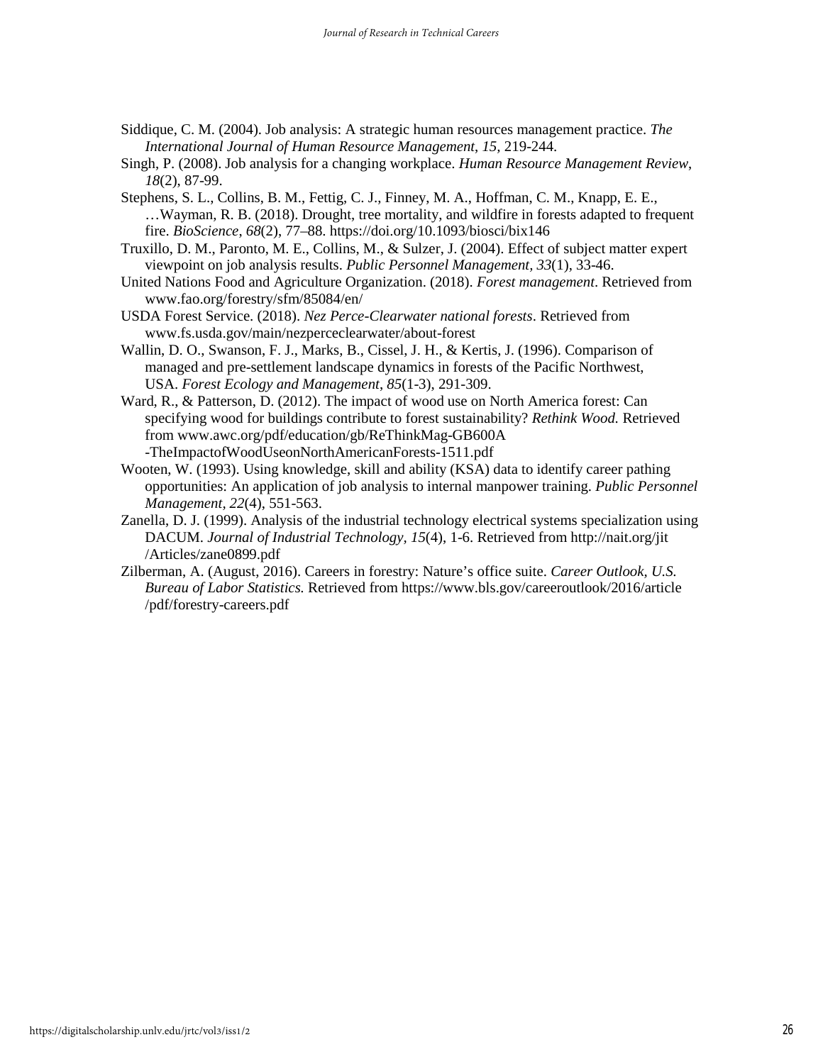Siddique, C. M. (2004). Job analysis: A strategic human resources management practice. *The International Journal of Human Resource Management*, *15*, 219-244.

Singh, P. (2008). Job analysis for a changing workplace. *Human Resource Management Review*, *18*(2), 87-99.

Stephens, S. L., Collins, B. M., Fettig, C. J., Finney, M. A., Hoffman, C. M., Knapp, E. E., …Wayman, R. B. (2018). Drought, tree mortality, and wildfire in forests adapted to frequent fire. *BioScience*, *68*(2), 77–88. https://doi.org/10.1093/biosci/bix146

Truxillo, D. M., Paronto, M. E., Collins, M., & Sulzer, J. (2004). Effect of subject matter expert viewpoint on job analysis results. *Public Personnel Management, 33*(1), 33-46.

United Nations Food and Agriculture Organization. (2018). *Forest management*. Retrieved from www.fao.org/forestry/sfm/85084/en/

USDA Forest Service. (2018). *Nez Perce-Clearwater national forests*. Retrieved from www.fs.usda.gov/main/nezperceclearwater/about-forest

Wallin, D. O., Swanson, F. J., Marks, B., Cissel, J. H., & Kertis, J. (1996). Comparison of managed and pre-settlement landscape dynamics in forests of the Pacific Northwest, USA. *Forest Ecology and Management*, *85*(1-3), 291-309.

Ward, R., & Patterson, D. (2012). The impact of wood use on North America forest: Can specifying wood for buildings contribute to forest sustainability? *Rethink Wood.* Retrieved from www.awc.org/pdf/education/gb/ReThinkMag-GB600A-TheImpactofWoodUseonNorthAmericanForests-1511.pdf

Wooten, W. (1993). Using knowledge, skill and ability (KSA) data to identify career pathing opportunities: An application of job analysis to internal manpower training. *Public Personnel Management, 22*(4), 551-563.

Zanella, D. J. (1999). Analysis of the industrial technology electrical systems specialization using DACUM. *Journal of Industrial Technology, 15*(4), 1-6. Retrieved from http://nait.org/jit/Articles/zane0899.pdf

Zilberman, A. (August, 2016). Careers in forestry: Nature's office suite. *Career Outlook, U.S. Bureau of Labor Statistics.* Retrieved from https://www.bls.gov/careeroutlook/2016/article/pdf/forestry-careers.pdf